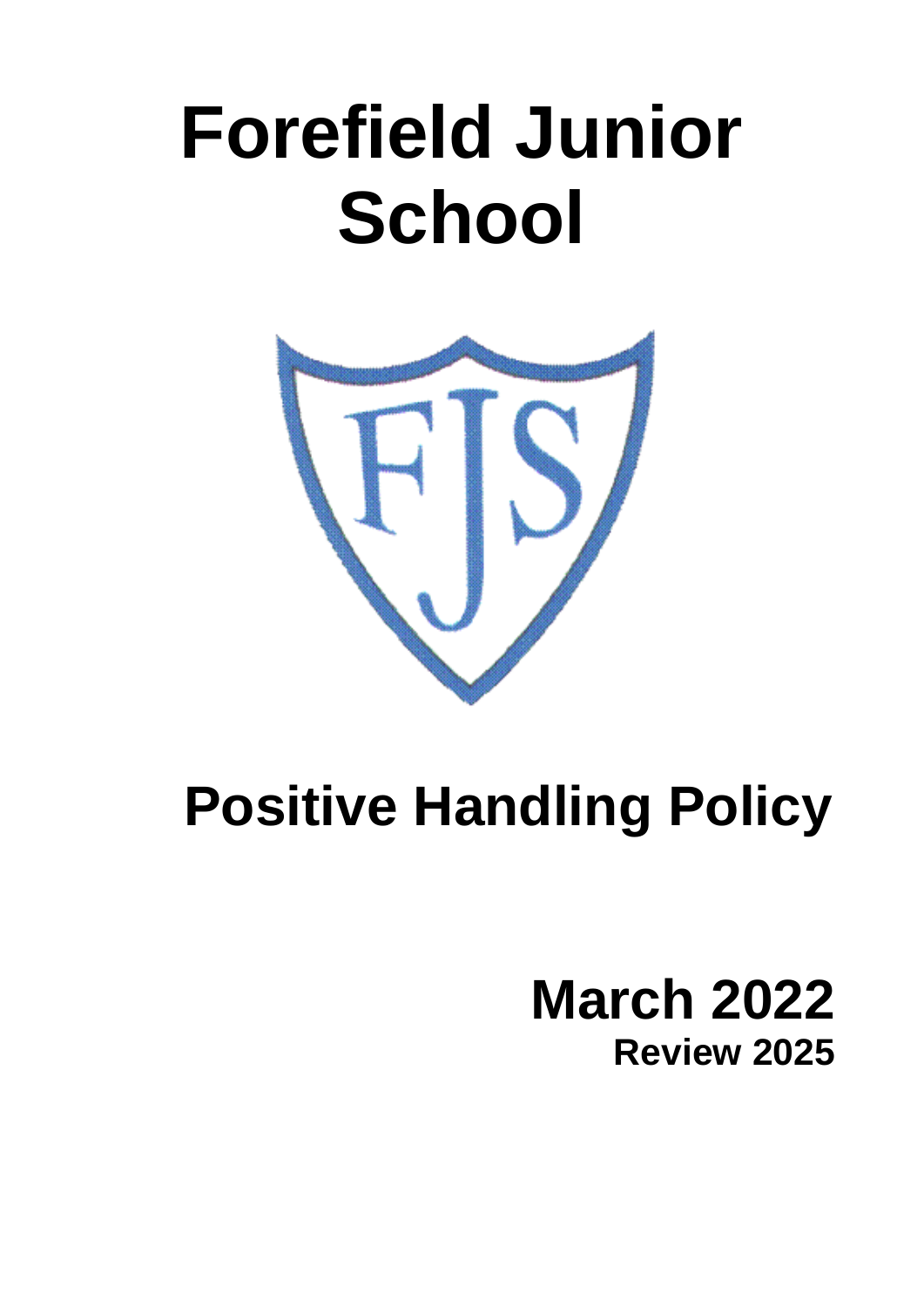# Forefield Junior School

# Positive Handling Policy

**March 2022**

**Review 2025**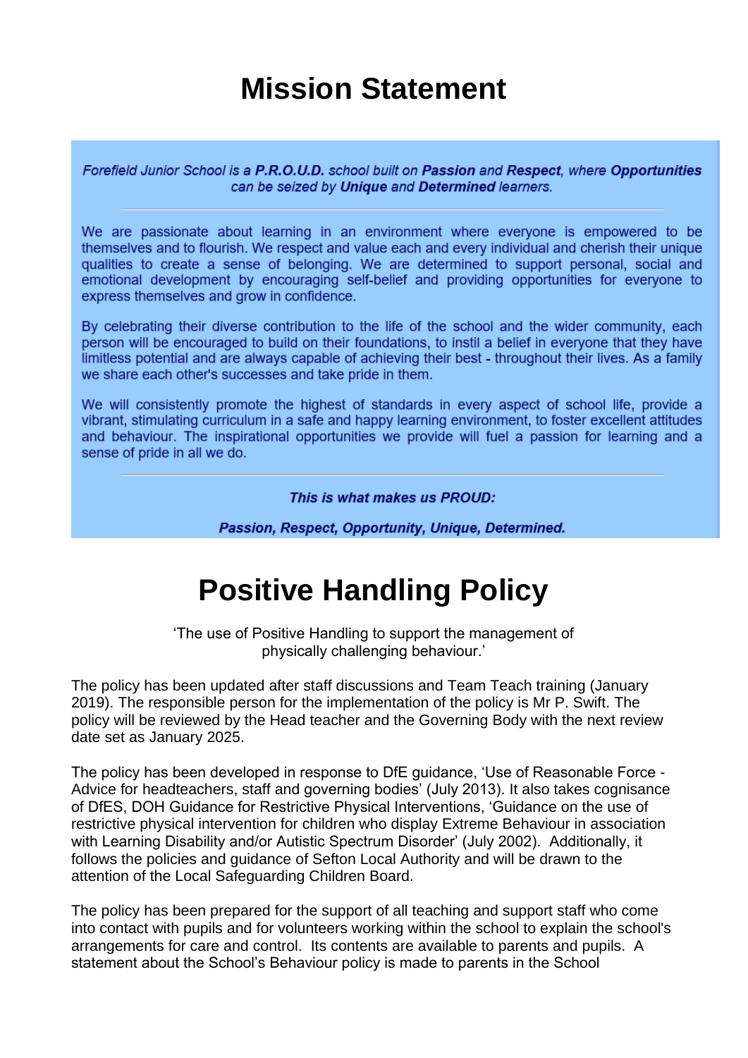# Mission Statement

*Forefield Junior School is a **P.R.O.U.D.** school built on **Passion** and **Respect**, where **Opportunities** can be seized by **Unique** and **Determined** learners.*

---

We are passionate about learning in an environment where everyone is empowered to be themselves and to flourish. We respect and value each and every individual and cherish their unique qualities to create a sense of belonging. We are determined to support personal, social and emotional development by encouraging self-belief and providing opportunities for everyone to express themselves and grow in confidence.

By celebrating their diverse contribution to the life of the school and the wider community, each person will be encouraged to build on their foundations, to instil a belief in everyone that they have limitless potential and are always capable of achieving their best **-** throughout their lives. As a family we share each other's successes and take pride in them.

We will consistently promote the highest of standards in every aspect of school life, provide a vibrant, stimulating curriculum in a safe and happy learning environment, to foster excellent attitudes and behaviour. The inspirational opportunities we provide will fuel a passion for learning and a sense of pride in all we do.

---

***This is what makes us PROUD:***

***Passion, Respect, Opportunity, Unique, Determined.***

# Positive Handling Policy

'The use of Positive Handling to support the management of physically challenging behaviour.'

The policy has been updated after staff discussions and Team Teach training (January 2019). The responsible person for the implementation of the policy is Mr P. Swift. The policy will be reviewed by the Head teacher and the Governing Body with the next review date set as January 2025.

The policy has been developed in response to DfE guidance, 'Use of Reasonable Force - Advice for headteachers, staff and governing bodies' (July 2013). It also takes cognisance of DfES, DOH Guidance for Restrictive Physical Interventions, 'Guidance on the use of restrictive physical intervention for children who display Extreme Behaviour in association with Learning Disability and/or Autistic Spectrum Disorder' (July 2002). Additionally, it follows the policies and guidance of Sefton Local Authority and will be drawn to the attention of the Local Safeguarding Children Board.

The policy has been prepared for the support of all teaching and support staff who come into contact with pupils and for volunteers working within the school to explain the school's arrangements for care and control. Its contents are available to parents and pupils. A statement about the School's Behaviour policy is made to parents in the School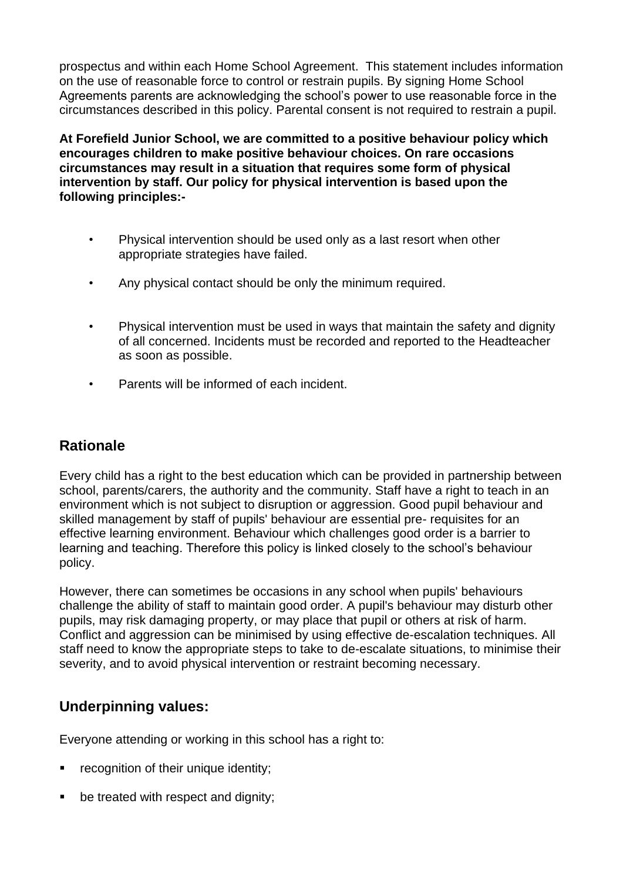prospectus and within each Home School Agreement. This statement includes information on the use of reasonable force to control or restrain pupils. By signing Home School Agreements parents are acknowledging the school's power to use reasonable force in the circumstances described in this policy. Parental consent is not required to restrain a pupil.

**At Forefield Junior School, we are committed to a positive behaviour policy which encourages children to make positive behaviour choices. On rare occasions circumstances may result in a situation that requires some form of physical intervention by staff. Our policy for physical intervention is based upon the following principles:-**

- Physical intervention should be used only as a last resort when other appropriate strategies have failed.
- Any physical contact should be only the minimum required.
- Physical intervention must be used in ways that maintain the safety and dignity of all concerned. Incidents must be recorded and reported to the Headteacher as soon as possible.
- Parents will be informed of each incident.

## Rationale

Every child has a right to the best education which can be provided in partnership between school, parents/carers, the authority and the community. Staff have a right to teach in an environment which is not subject to disruption or aggression. Good pupil behaviour and skilled management by staff of pupils' behaviour are essential pre- requisites for an effective learning environment. Behaviour which challenges good order is a barrier to learning and teaching. Therefore this policy is linked closely to the school's behaviour policy.

However, there can sometimes be occasions in any school when pupils' behaviours challenge the ability of staff to maintain good order. A pupil's behaviour may disturb other pupils, may risk damaging property, or may place that pupil or others at risk of harm. Conflict and aggression can be minimised by using effective de-escalation techniques. All staff need to know the appropriate steps to take to de-escalate situations, to minimise their severity, and to avoid physical intervention or restraint becoming necessary.

## Underpinning values:

Everyone attending or working in this school has a right to:

- recognition of their unique identity;
- be treated with respect and dignity;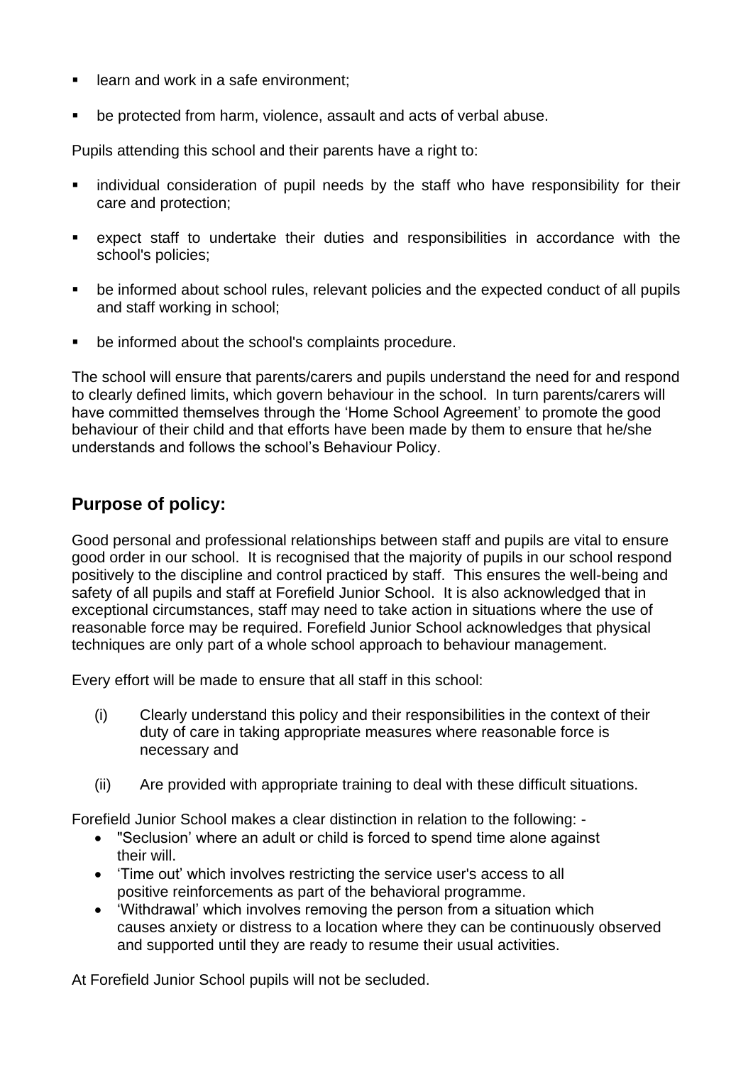- learn and work in a safe environment;
- be protected from harm, violence, assault and acts of verbal abuse.

Pupils attending this school and their parents have a right to:

- individual consideration of pupil needs by the staff who have responsibility for their care and protection;
- expect staff to undertake their duties and responsibilities in accordance with the school's policies;
- be informed about school rules, relevant policies and the expected conduct of all pupils and staff working in school;
- be informed about the school's complaints procedure.

The school will ensure that parents/carers and pupils understand the need for and respond to clearly defined limits, which govern behaviour in the school. In turn parents/carers will have committed themselves through the 'Home School Agreement' to promote the good behaviour of their child and that efforts have been made by them to ensure that he/she understands and follows the school's Behaviour Policy.

## Purpose of policy:

Good personal and professional relationships between staff and pupils are vital to ensure good order in our school. It is recognised that the majority of pupils in our school respond positively to the discipline and control practiced by staff. This ensures the well-being and safety of all pupils and staff at Forefield Junior School. It is also acknowledged that in exceptional circumstances, staff may need to take action in situations where the use of reasonable force may be required. Forefield Junior School acknowledges that physical techniques are only part of a whole school approach to behaviour management.

Every effort will be made to ensure that all staff in this school:

(i) Clearly understand this policy and their responsibilities in the context of their duty of care in taking appropriate measures where reasonable force is necessary and

(ii) Are provided with appropriate training to deal with these difficult situations.

Forefield Junior School makes a clear distinction in relation to the following: -

- "Seclusion' where an adult or child is forced to spend time alone against their will.
- 'Time out' which involves restricting the service user's access to all positive reinforcements as part of the behavioral programme.
- 'Withdrawal' which involves removing the person from a situation which causes anxiety or distress to a location where they can be continuously observed and supported until they are ready to resume their usual activities.

At Forefield Junior School pupils will not be secluded.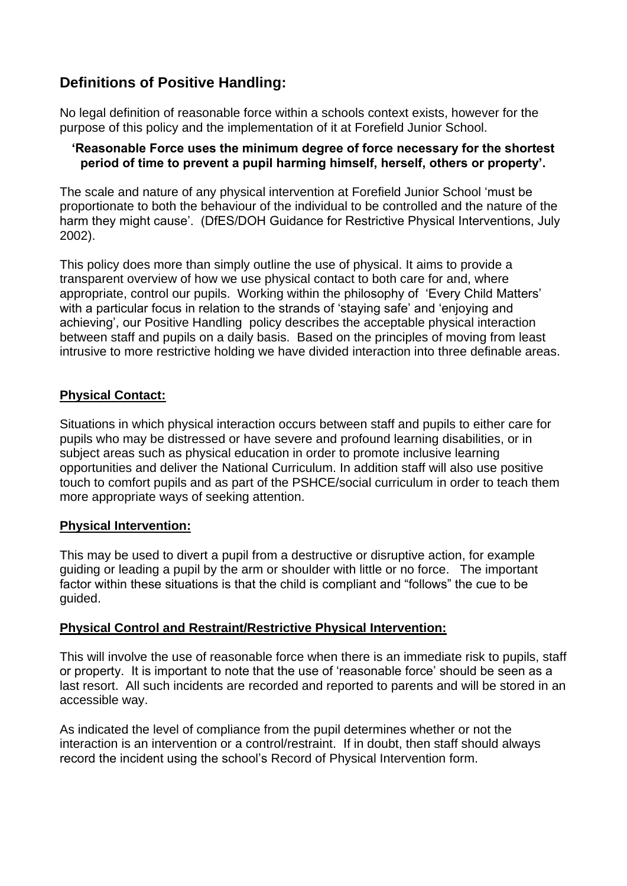## Definitions of Positive Handling:

No legal definition of reasonable force within a schools context exists, however for the purpose of this policy and the implementation of it at Forefield Junior School.

**'Reasonable Force uses the minimum degree of force necessary for the shortest period of time to prevent a pupil harming himself, herself, others or property'.**

The scale and nature of any physical intervention at Forefield Junior School 'must be proportionate to both the behaviour of the individual to be controlled and the nature of the harm they might cause'. (DfES/DOH Guidance for Restrictive Physical Interventions, July 2002).

This policy does more than simply outline the use of physical. It aims to provide a transparent overview of how we use physical contact to both care for and, where appropriate, control our pupils. Working within the philosophy of 'Every Child Matters' with a particular focus in relation to the strands of 'staying safe' and 'enjoying and achieving', our Positive Handling policy describes the acceptable physical interaction between staff and pupils on a daily basis. Based on the principles of moving from least intrusive to more restrictive holding we have divided interaction into three definable areas.

**Physical Contact:**

Situations in which physical interaction occurs between staff and pupils to either care for pupils who may be distressed or have severe and profound learning disabilities, or in subject areas such as physical education in order to promote inclusive learning opportunities and deliver the National Curriculum. In addition staff will also use positive touch to comfort pupils and as part of the PSHCE/social curriculum in order to teach them more appropriate ways of seeking attention.

**Physical Intervention:**

This may be used to divert a pupil from a destructive or disruptive action, for example guiding or leading a pupil by the arm or shoulder with little or no force. The important factor within these situations is that the child is compliant and "follows" the cue to be guided.

**Physical Control and Restraint/Restrictive Physical Intervention:**

This will involve the use of reasonable force when there is an immediate risk to pupils, staff or property. It is important to note that the use of 'reasonable force' should be seen as a last resort. All such incidents are recorded and reported to parents and will be stored in an accessible way.

As indicated the level of compliance from the pupil determines whether or not the interaction is an intervention or a control/restraint. If in doubt, then staff should always record the incident using the school's Record of Physical Intervention form.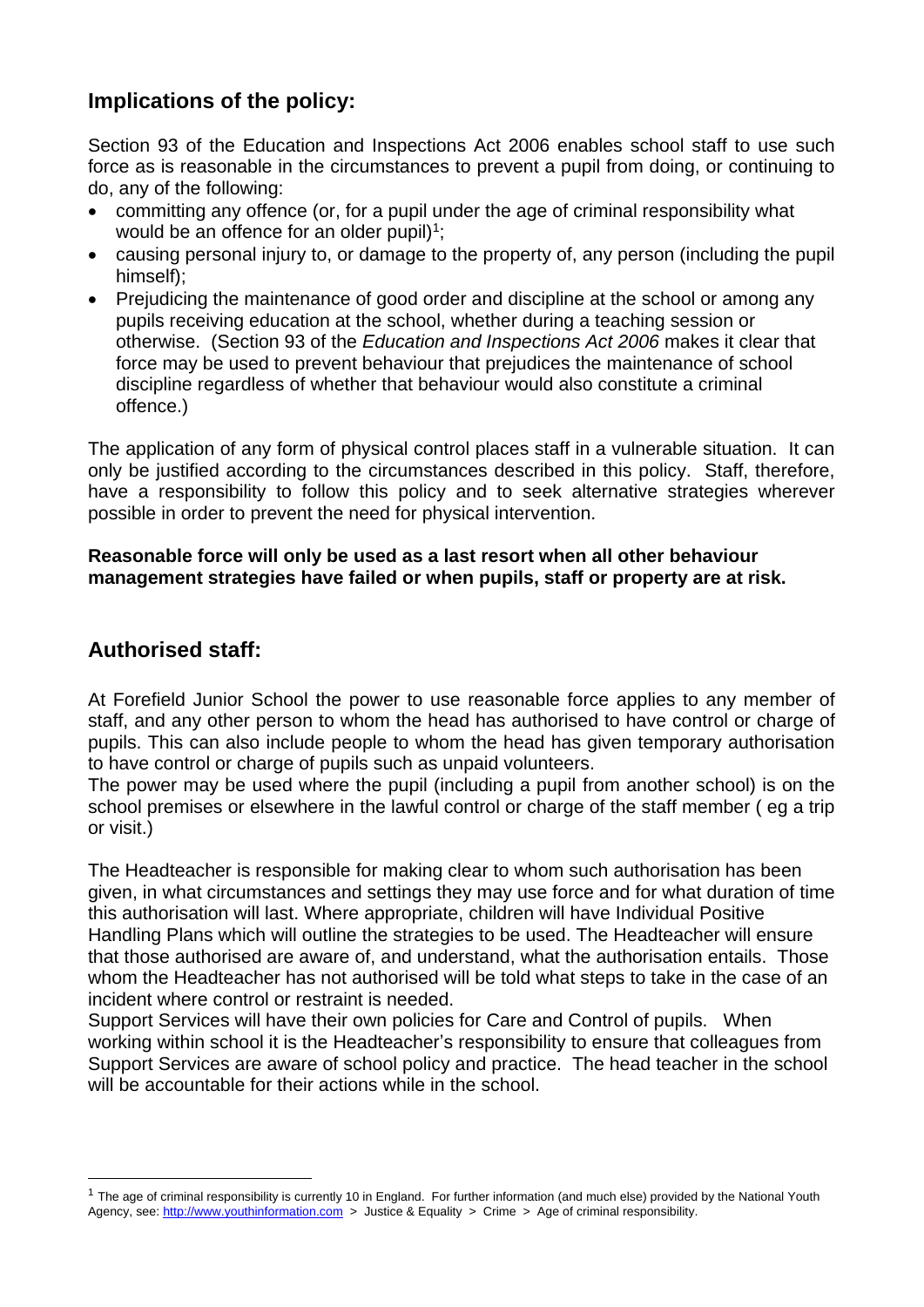## Implications of the policy:

Section 93 of the Education and Inspections Act 2006 enables school staff to use such force as is reasonable in the circumstances to prevent a pupil from doing, or continuing to do, any of the following:

- committing any offence (or, for a pupil under the age of criminal responsibility what would be an offence for an older pupil)[1];
- causing personal injury to, or damage to the property of, any person (including the pupil himself);
- Prejudicing the maintenance of good order and discipline at the school or among any pupils receiving education at the school, whether during a teaching session or otherwise. (Section 93 of the *Education and Inspections Act 2006* makes it clear that force may be used to prevent behaviour that prejudices the maintenance of school discipline regardless of whether that behaviour would also constitute a criminal offence.)

The application of any form of physical control places staff in a vulnerable situation. It can only be justified according to the circumstances described in this policy. Staff, therefore, have a responsibility to follow this policy and to seek alternative strategies wherever possible in order to prevent the need for physical intervention.

**Reasonable force will only be used as a last resort when all other behaviour management strategies have failed or when pupils, staff or property are at risk.**

## Authorised staff:

At Forefield Junior School the power to use reasonable force applies to any member of staff, and any other person to whom the head has authorised to have control or charge of pupils. This can also include people to whom the head has given temporary authorisation to have control or charge of pupils such as unpaid volunteers.
The power may be used where the pupil (including a pupil from another school) is on the school premises or elsewhere in the lawful control or charge of the staff member ( eg a trip or visit.)

The Headteacher is responsible for making clear to whom such authorisation has been given, in what circumstances and settings they may use force and for what duration of time this authorisation will last. Where appropriate, children will have Individual Positive Handling Plans which will outline the strategies to be used. The Headteacher will ensure that those authorised are aware of, and understand, what the authorisation entails. Those whom the Headteacher has not authorised will be told what steps to take in the case of an incident where control or restraint is needed.
Support Services will have their own policies for Care and Control of pupils. When working within school it is the Headteacher's responsibility to ensure that colleagues from Support Services are aware of school policy and practice. The head teacher in the school will be accountable for their actions while in the school.

---

[1] The age of criminal responsibility is currently 10 in England. For further information (and much else) provided by the National Youth Agency, see: http://www.youthinformation.com > Justice & Equality > Crime > Age of criminal responsibility.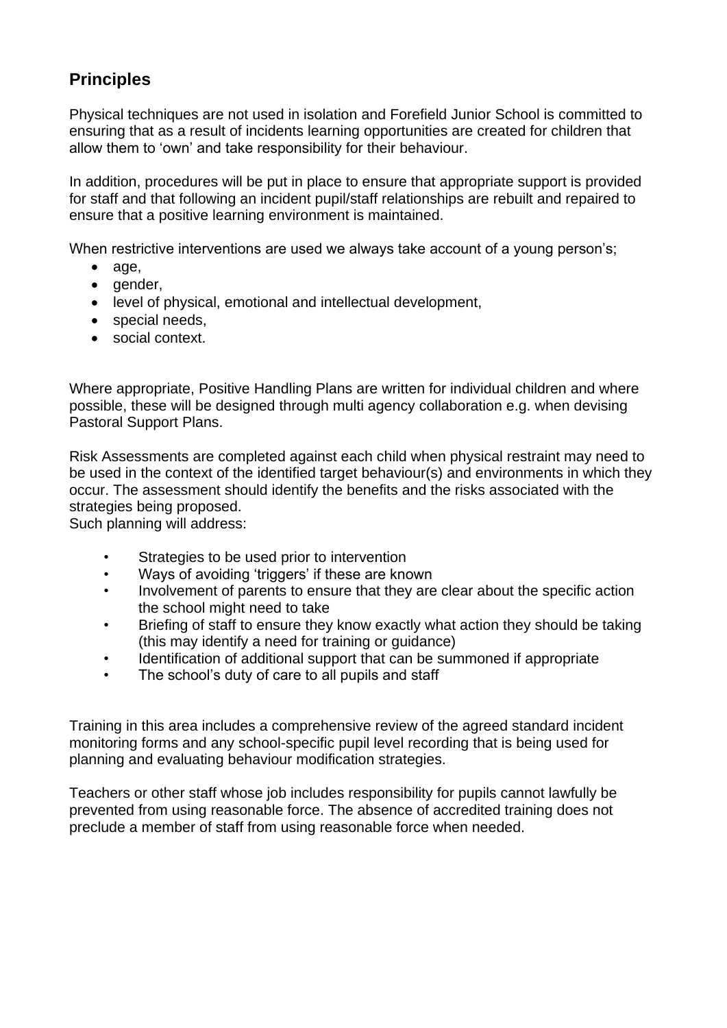## Principles

Physical techniques are not used in isolation and Forefield Junior School is committed to ensuring that as a result of incidents learning opportunities are created for children that allow them to 'own' and take responsibility for their behaviour.

In addition, procedures will be put in place to ensure that appropriate support is provided for staff and that following an incident pupil/staff relationships are rebuilt and repaired to ensure that a positive learning environment is maintained.

When restrictive interventions are used we always take account of a young person's;

- age,
- gender,
- level of physical, emotional and intellectual development,
- special needs,
- social context.

Where appropriate, Positive Handling Plans are written for individual children and where possible, these will be designed through multi agency collaboration e.g. when devising Pastoral Support Plans.

Risk Assessments are completed against each child when physical restraint may need to be used in the context of the identified target behaviour(s) and environments in which they occur. The assessment should identify the benefits and the risks associated with the strategies being proposed.
Such planning will address:

- Strategies to be used prior to intervention
- Ways of avoiding 'triggers' if these are known
- Involvement of parents to ensure that they are clear about the specific action the school might need to take
- Briefing of staff to ensure they know exactly what action they should be taking (this may identify a need for training or guidance)
- Identification of additional support that can be summoned if appropriate
- The school's duty of care to all pupils and staff

Training in this area includes a comprehensive review of the agreed standard incident monitoring forms and any school-specific pupil level recording that is being used for planning and evaluating behaviour modification strategies.

Teachers or other staff whose job includes responsibility for pupils cannot lawfully be prevented from using reasonable force. The absence of accredited training does not preclude a member of staff from using reasonable force when needed.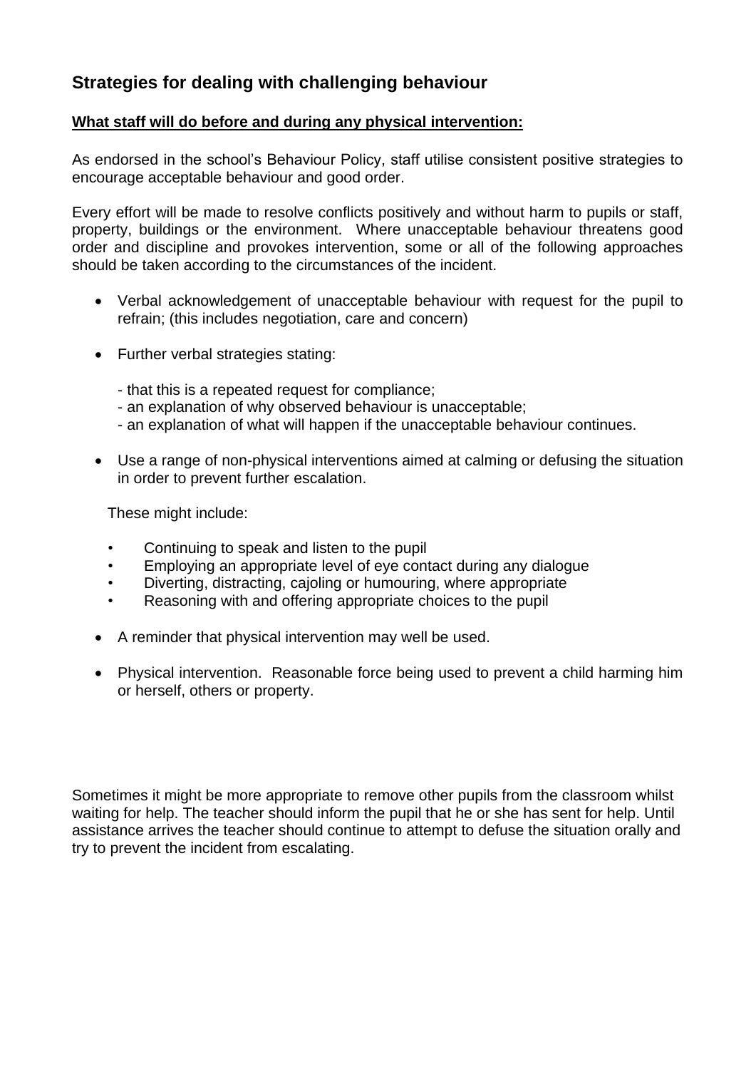## Strategies for dealing with challenging behaviour

**What staff will do before and during any physical intervention:**

As endorsed in the school's Behaviour Policy, staff utilise consistent positive strategies to encourage acceptable behaviour and good order.

Every effort will be made to resolve conflicts positively and without harm to pupils or staff, property, buildings or the environment. Where unacceptable behaviour threatens good order and discipline and provokes intervention, some or all of the following approaches should be taken according to the circumstances of the incident.

- Verbal acknowledgement of unacceptable behaviour with request for the pupil to refrain; (this includes negotiation, care and concern)

- Further verbal strategies stating:

  - that this is a repeated request for compliance;
  - an explanation of why observed behaviour is unacceptable;
  - an explanation of what will happen if the unacceptable behaviour continues.

- Use a range of non-physical interventions aimed at calming or defusing the situation in order to prevent further escalation.

  These might include:

  - Continuing to speak and listen to the pupil
  - Employing an appropriate level of eye contact during any dialogue
  - Diverting, distracting, cajoling or humouring, where appropriate
  - Reasoning with and offering appropriate choices to the pupil

- A reminder that physical intervention may well be used.

- Physical intervention. Reasonable force being used to prevent a child harming him or herself, others or property.

Sometimes it might be more appropriate to remove other pupils from the classroom whilst waiting for help. The teacher should inform the pupil that he or she has sent for help. Until assistance arrives the teacher should continue to attempt to defuse the situation orally and try to prevent the incident from escalating.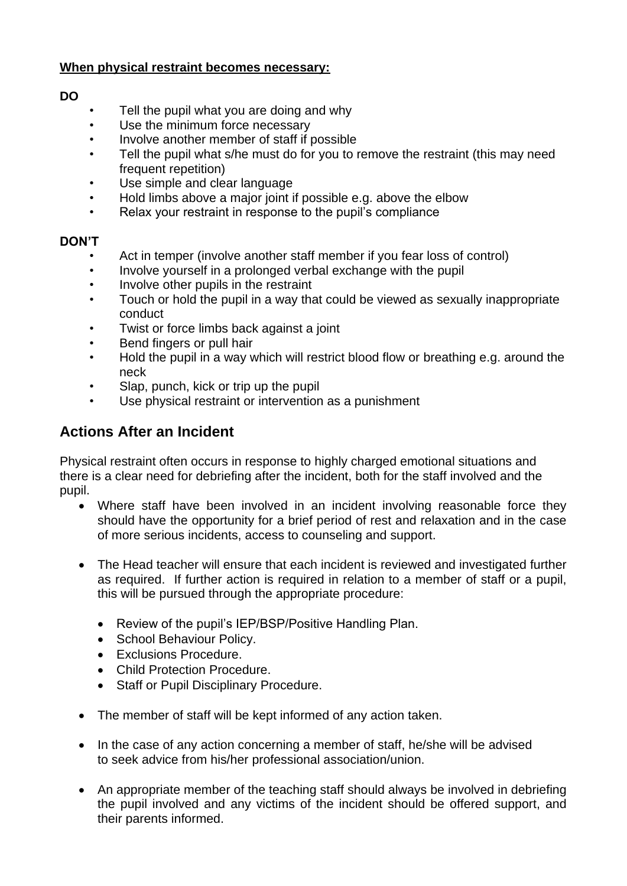**When physical restraint becomes necessary:**

**DO**

- Tell the pupil what you are doing and why
- Use the minimum force necessary
- Involve another member of staff if possible
- Tell the pupil what s/he must do for you to remove the restraint (this may need frequent repetition)
- Use simple and clear language
- Hold limbs above a major joint if possible e.g. above the elbow
- Relax your restraint in response to the pupil's compliance

**DON'T**

- Act in temper (involve another staff member if you fear loss of control)
- Involve yourself in a prolonged verbal exchange with the pupil
- Involve other pupils in the restraint
- Touch or hold the pupil in a way that could be viewed as sexually inappropriate conduct
- Twist or force limbs back against a joint
- Bend fingers or pull hair
- Hold the pupil in a way which will restrict blood flow or breathing e.g. around the neck
- Slap, punch, kick or trip up the pupil
- Use physical restraint or intervention as a punishment

## Actions After an Incident

Physical restraint often occurs in response to highly charged emotional situations and there is a clear need for debriefing after the incident, both for the staff involved and the pupil.

- Where staff have been involved in an incident involving reasonable force they should have the opportunity for a brief period of rest and relaxation and in the case of more serious incidents, access to counseling and support.

- The Head teacher will ensure that each incident is reviewed and investigated further as required. If further action is required in relation to a member of staff or a pupil, this will be pursued through the appropriate procedure:

  - Review of the pupil's IEP/BSP/Positive Handling Plan.
  - School Behaviour Policy.
  - Exclusions Procedure.
  - Child Protection Procedure.
  - Staff or Pupil Disciplinary Procedure.

- The member of staff will be kept informed of any action taken.

- In the case of any action concerning a member of staff, he/she will be advised to seek advice from his/her professional association/union.

- An appropriate member of the teaching staff should always be involved in debriefing the pupil involved and any victims of the incident should be offered support, and their parents informed.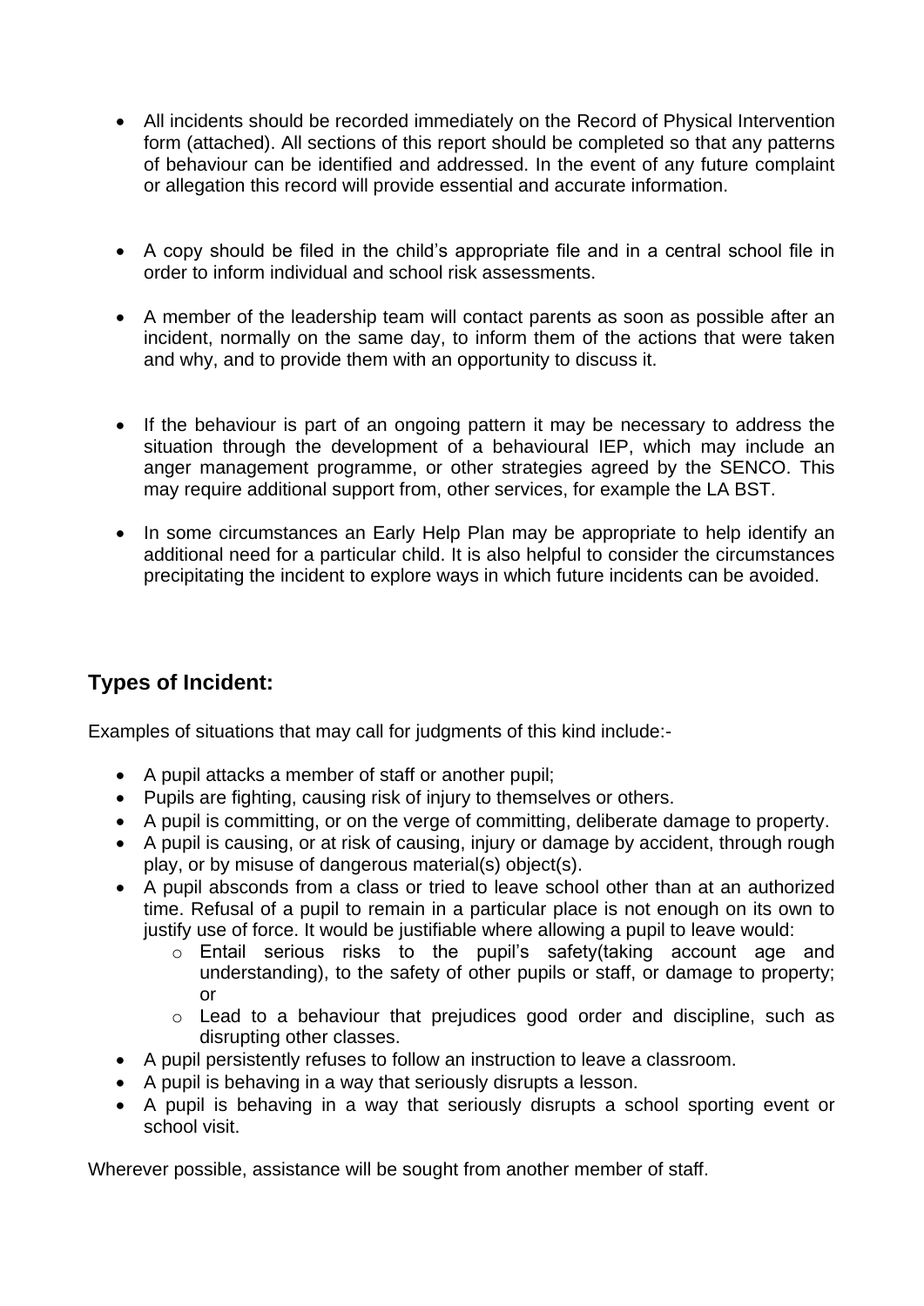- All incidents should be recorded immediately on the Record of Physical Intervention form (attached). All sections of this report should be completed so that any patterns of behaviour can be identified and addressed. In the event of any future complaint or allegation this record will provide essential and accurate information.

- A copy should be filed in the child's appropriate file and in a central school file in order to inform individual and school risk assessments.

- A member of the leadership team will contact parents as soon as possible after an incident, normally on the same day, to inform them of the actions that were taken and why, and to provide them with an opportunity to discuss it.

- If the behaviour is part of an ongoing pattern it may be necessary to address the situation through the development of a behavioural IEP, which may include an anger management programme, or other strategies agreed by the SENCO. This may require additional support from, other services, for example the LA BST.

- In some circumstances an Early Help Plan may be appropriate to help identify an additional need for a particular child. It is also helpful to consider the circumstances precipitating the incident to explore ways in which future incidents can be avoided.

## Types of Incident:

Examples of situations that may call for judgments of this kind include:-

- A pupil attacks a member of staff or another pupil;
- Pupils are fighting, causing risk of injury to themselves or others.
- A pupil is committing, or on the verge of committing, deliberate damage to property.
- A pupil is causing, or at risk of causing, injury or damage by accident, through rough play, or by misuse of dangerous material(s) object(s).
- A pupil absconds from a class or tried to leave school other than at an authorized time. Refusal of a pupil to remain in a particular place is not enough on its own to justify use of force. It would be justifiable where allowing a pupil to leave would:
    - Entail serious risks to the pupil's safety(taking account age and understanding), to the safety of other pupils or staff, or damage to property; or
    - Lead to a behaviour that prejudices good order and discipline, such as disrupting other classes.
- A pupil persistently refuses to follow an instruction to leave a classroom.
- A pupil is behaving in a way that seriously disrupts a lesson.
- A pupil is behaving in a way that seriously disrupts a school sporting event or school visit.

Wherever possible, assistance will be sought from another member of staff.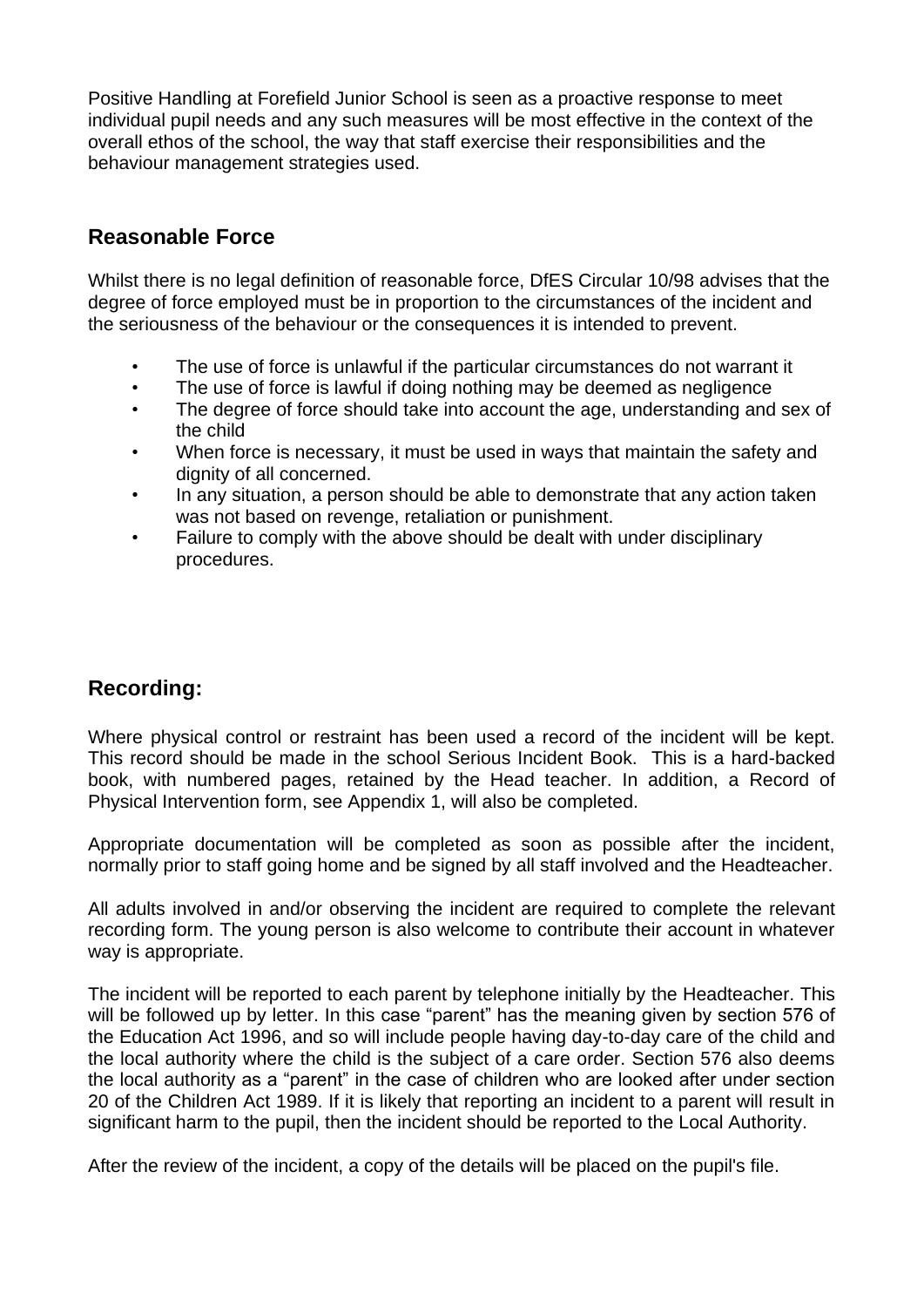Positive Handling at Forefield Junior School is seen as a proactive response to meet individual pupil needs and any such measures will be most effective in the context of the overall ethos of the school, the way that staff exercise their responsibilities and the behaviour management strategies used.

## Reasonable Force

Whilst there is no legal definition of reasonable force, DfES Circular 10/98 advises that the degree of force employed must be in proportion to the circumstances of the incident and the seriousness of the behaviour or the consequences it is intended to prevent.

- The use of force is unlawful if the particular circumstances do not warrant it
- The use of force is lawful if doing nothing may be deemed as negligence
- The degree of force should take into account the age, understanding and sex of the child
- When force is necessary, it must be used in ways that maintain the safety and dignity of all concerned.
- In any situation, a person should be able to demonstrate that any action taken was not based on revenge, retaliation or punishment.
- Failure to comply with the above should be dealt with under disciplinary procedures.

## Recording:

Where physical control or restraint has been used a record of the incident will be kept. This record should be made in the school Serious Incident Book. This is a hard-backed book, with numbered pages, retained by the Head teacher. In addition, a Record of Physical Intervention form, see Appendix 1, will also be completed.

Appropriate documentation will be completed as soon as possible after the incident, normally prior to staff going home and be signed by all staff involved and the Headteacher.

All adults involved in and/or observing the incident are required to complete the relevant recording form. The young person is also welcome to contribute their account in whatever way is appropriate.

The incident will be reported to each parent by telephone initially by the Headteacher. This will be followed up by letter. In this case "parent" has the meaning given by section 576 of the Education Act 1996, and so will include people having day-to-day care of the child and the local authority where the child is the subject of a care order. Section 576 also deems the local authority as a "parent" in the case of children who are looked after under section 20 of the Children Act 1989. If it is likely that reporting an incident to a parent will result in significant harm to the pupil, then the incident should be reported to the Local Authority.

After the review of the incident, a copy of the details will be placed on the pupil's file.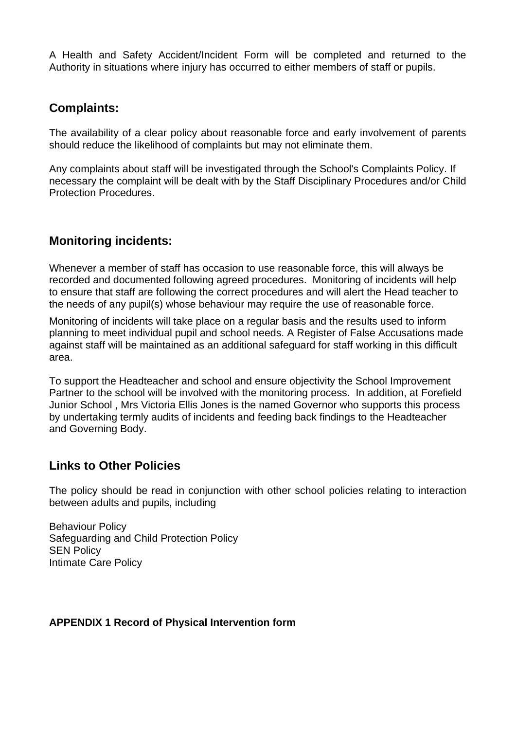A Health and Safety Accident/Incident Form will be completed and returned to the Authority in situations where injury has occurred to either members of staff or pupils.

## Complaints:

The availability of a clear policy about reasonable force and early involvement of parents should reduce the likelihood of complaints but may not eliminate them.

Any complaints about staff will be investigated through the School's Complaints Policy. If necessary the complaint will be dealt with by the Staff Disciplinary Procedures and/or Child Protection Procedures.

## Monitoring incidents:

Whenever a member of staff has occasion to use reasonable force, this will always be recorded and documented following agreed procedures. Monitoring of incidents will help to ensure that staff are following the correct procedures and will alert the Head teacher to the needs of any pupil(s) whose behaviour may require the use of reasonable force.

Monitoring of incidents will take place on a regular basis and the results used to inform planning to meet individual pupil and school needs. A Register of False Accusations made against staff will be maintained as an additional safeguard for staff working in this difficult area.

To support the Headteacher and school and ensure objectivity the School Improvement Partner to the school will be involved with the monitoring process. In addition, at Forefield Junior School , Mrs Victoria Ellis Jones is the named Governor who supports this process by undertaking termly audits of incidents and feeding back findings to the Headteacher and Governing Body.

## Links to Other Policies

The policy should be read in conjunction with other school policies relating to interaction between adults and pupils, including

Behaviour Policy
Safeguarding and Child Protection Policy
SEN Policy
Intimate Care Policy

**APPENDIX 1 Record of Physical Intervention form**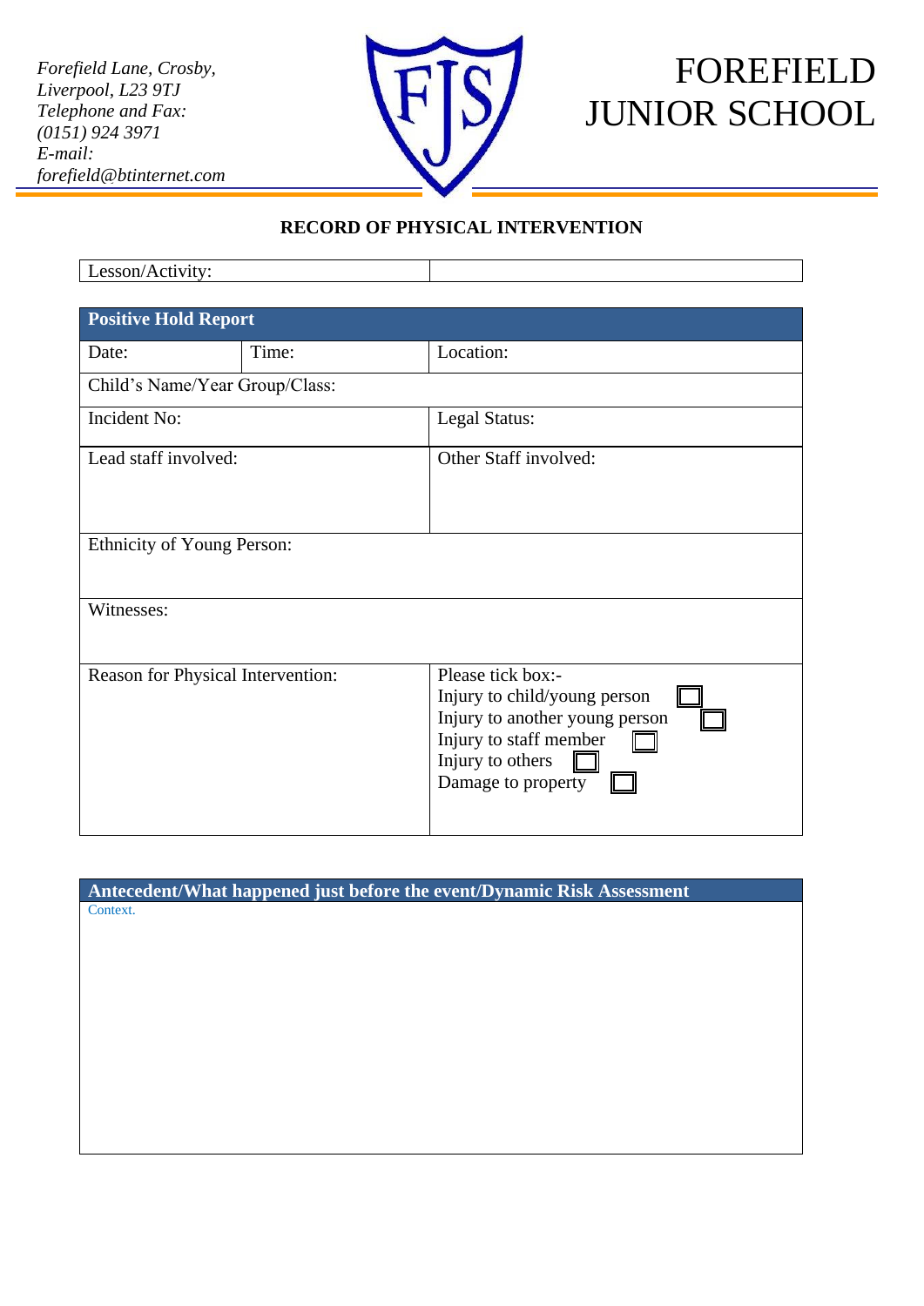*Forefield Lane, Crosby,*
*Liverpool, L23 9TJ*
*Telephone and Fax:*
*(0151) 924 3971*
*E-mail:*
*forefield@btinternet.com*

# FOREFIELD JUNIOR SCHOOL

## RECORD OF PHYSICAL INTERVENTION

| Lesson/Activity: | |
|---|---|

| **Positive Hold Report** | | |
|---|---|---|
| Date: | Time: | Location: |
| Child's Name/Year Group/Class: | | |
| Incident No: | | Legal Status: |
| Lead staff involved: | | Other Staff involved: |
| Ethnicity of Young Person: | | |
| Witnesses: | | |
| Reason for Physical Intervention: | | Please tick box:-<br>Injury to child/young person ☐<br>Injury to another young person ☐<br>Injury to staff member ☐<br>Injury to others ☐<br>Damage to property ☐ |

| **Antecedent/What happened just before the event/Dynamic Risk Assessment** |
|---|
| Context. |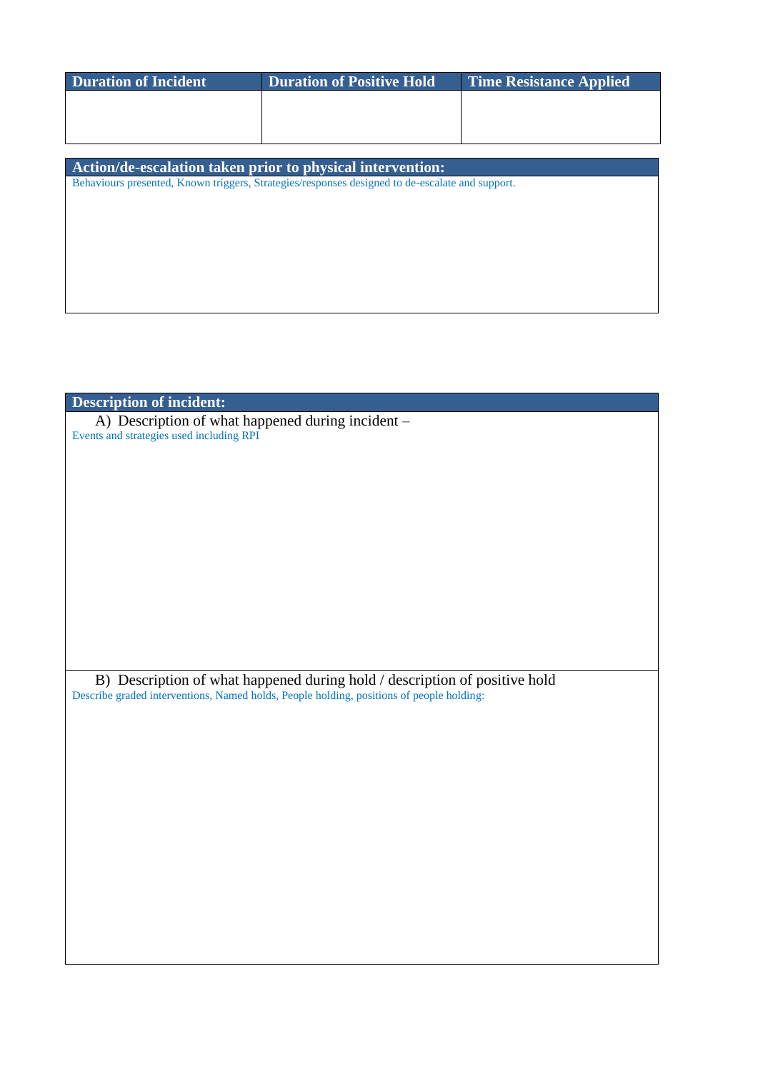| Duration of Incident | Duration of Positive Hold | Time Resistance Applied |
| --- | --- | --- |
| | | |

| Action/de-escalation taken prior to physical intervention: |
| --- |
| Behaviours presented, Known triggers, Strategies/responses designed to de-escalate and support. |

| Description of incident: |
| --- |
| A) Description of what happened during incident – <br> Events and strategies used including RPI |
| B) Description of what happened during hold / description of positive hold <br> Describe graded interventions, Named holds, People holding, positions of people holding: |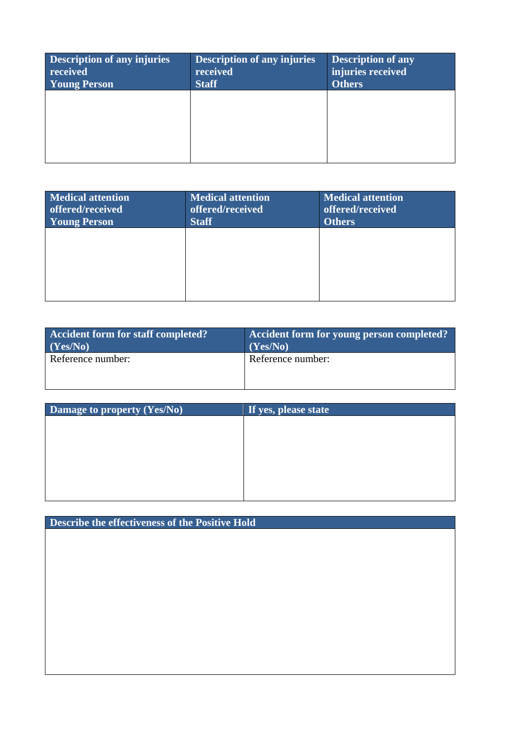| Description of any injuries received Young Person | Description of any injuries received Staff | Description of any injuries received Others |
| --- | --- | --- |
| | | |

| Medical attention offered/received Young Person | Medical attention offered/received Staff | Medical attention offered/received Others |
| --- | --- | --- |
| | | |

| Accident form for staff completed? (Yes/No) | Accident form for young person completed? (Yes/No) |
| --- | --- |
| Reference number: | Reference number: |

| Damage to property (Yes/No) | If yes, please state |
| --- | --- |
| | |

| Describe the effectiveness of the Positive Hold |
| --- |
| |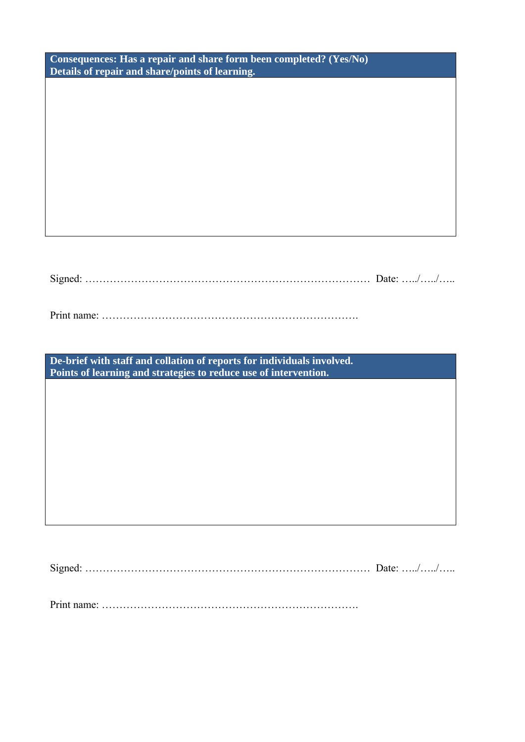| **Consequences: Has a repair and share form been completed? (Yes/No)**<br>**Details of repair and share/points of learning.** |
| --- |
| |

Signed: ……………………………………………………………………… Date: …../…../…..

Print name: ……………………………………………………………….

| **De-brief with staff and collation of reports for individuals involved.**<br>**Points of learning and strategies to reduce use of intervention.** |
| --- |
| |

Signed: ……………………………………………………………………… Date: …../…../…..

Print name: ……………………………………………………………….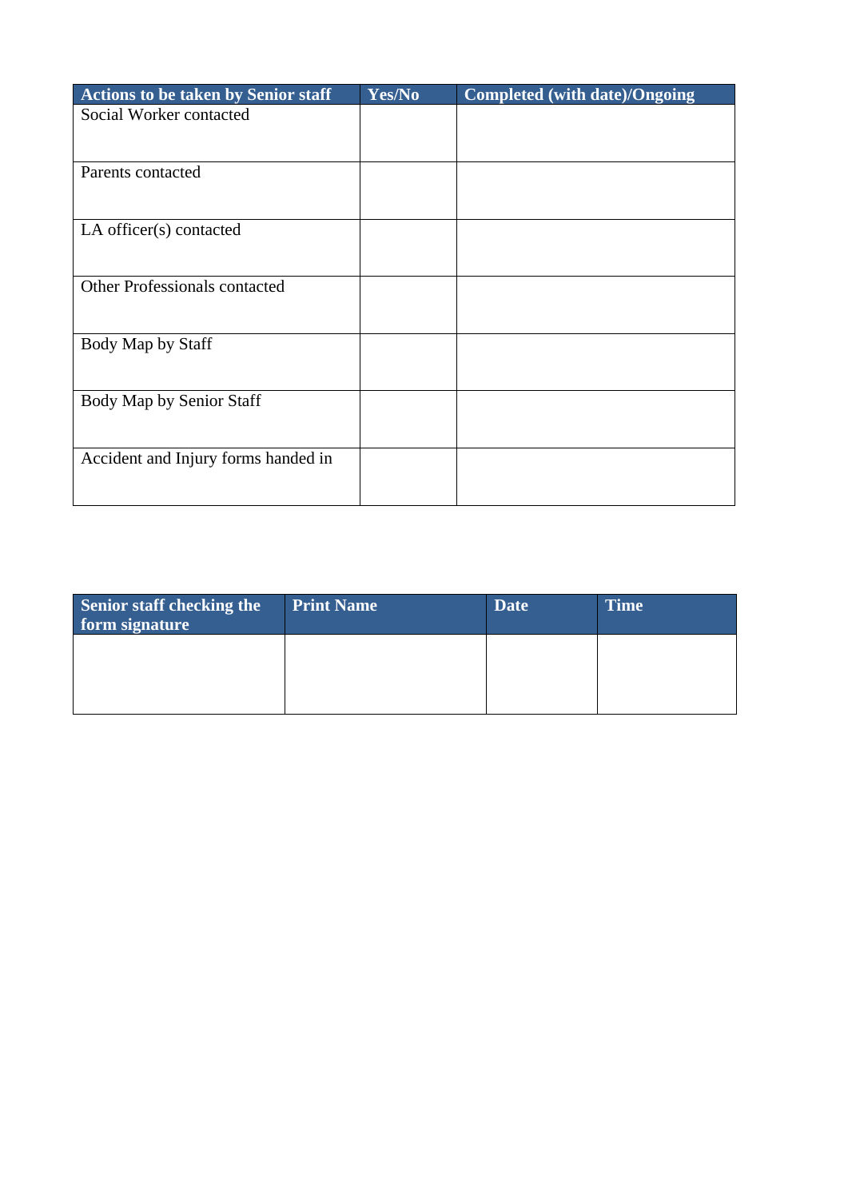| Actions to be taken by Senior staff | Yes/No | Completed (with date)/Ongoing |
| --- | --- | --- |
| Social Worker contacted | | |
| Parents contacted | | |
| LA officer(s) contacted | | |
| Other Professionals contacted | | |
| Body Map by Staff | | |
| Body Map by Senior Staff | | |
| Accident and Injury forms handed in | | |

| Senior staff checking the form signature | Print Name | Date | Time |
| --- | --- | --- | --- |
| | | | |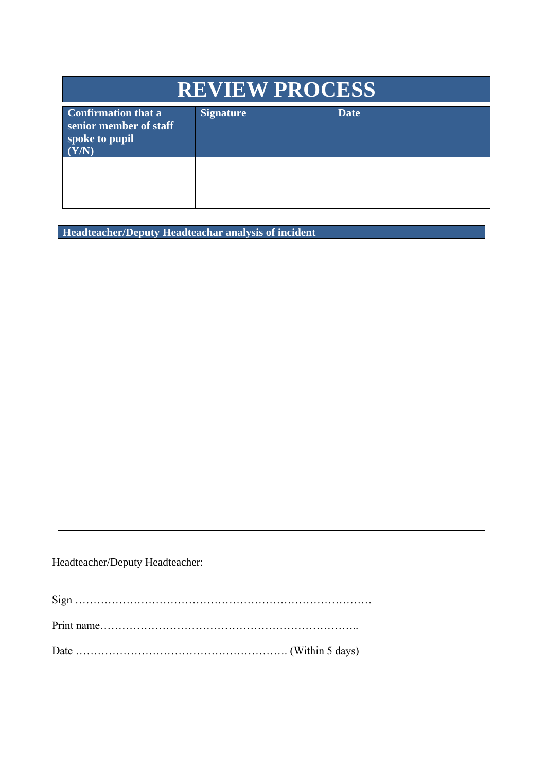# REVIEW PROCESS

| Confirmation that a senior member of staff spoke to pupil (Y/N) | Signature | Date |
|---|---|---|
| | | |

| Headteacher/Deputy Headteachar analysis of incident |
|---|
| |

Headteacher/Deputy Headteacher:

Sign ………………………………………………………………………

Print name……………………………………………………………..

Date …………………………………………………. (Within 5 days)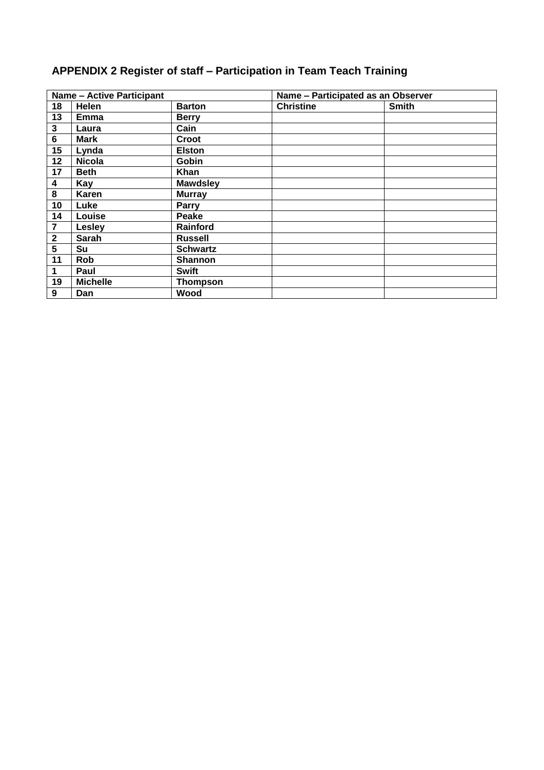## APPENDIX 2 Register of staff – Participation in Team Teach Training

| Name – Active Participant | | | Name – Participated as an Observer | |
|---|---|---|---|---|
| 18 | Helen | Barton | Christine | Smith |
| 13 | Emma | Berry | | |
| 3 | Laura | Cain | | |
| 6 | Mark | Croot | | |
| 15 | Lynda | Elston | | |
| 12 | Nicola | Gobin | | |
| 17 | Beth | Khan | | |
| 4 | Kay | Mawdsley | | |
| 8 | Karen | Murray | | |
| 10 | Luke | Parry | | |
| 14 | Louise | Peake | | |
| 7 | Lesley | Rainford | | |
| 2 | Sarah | Russell | | |
| 5 | Su | Schwartz | | |
| 11 | Rob | Shannon | | |
| 1 | Paul | Swift | | |
| 19 | Michelle | Thompson | | |
| 9 | Dan | Wood | | |